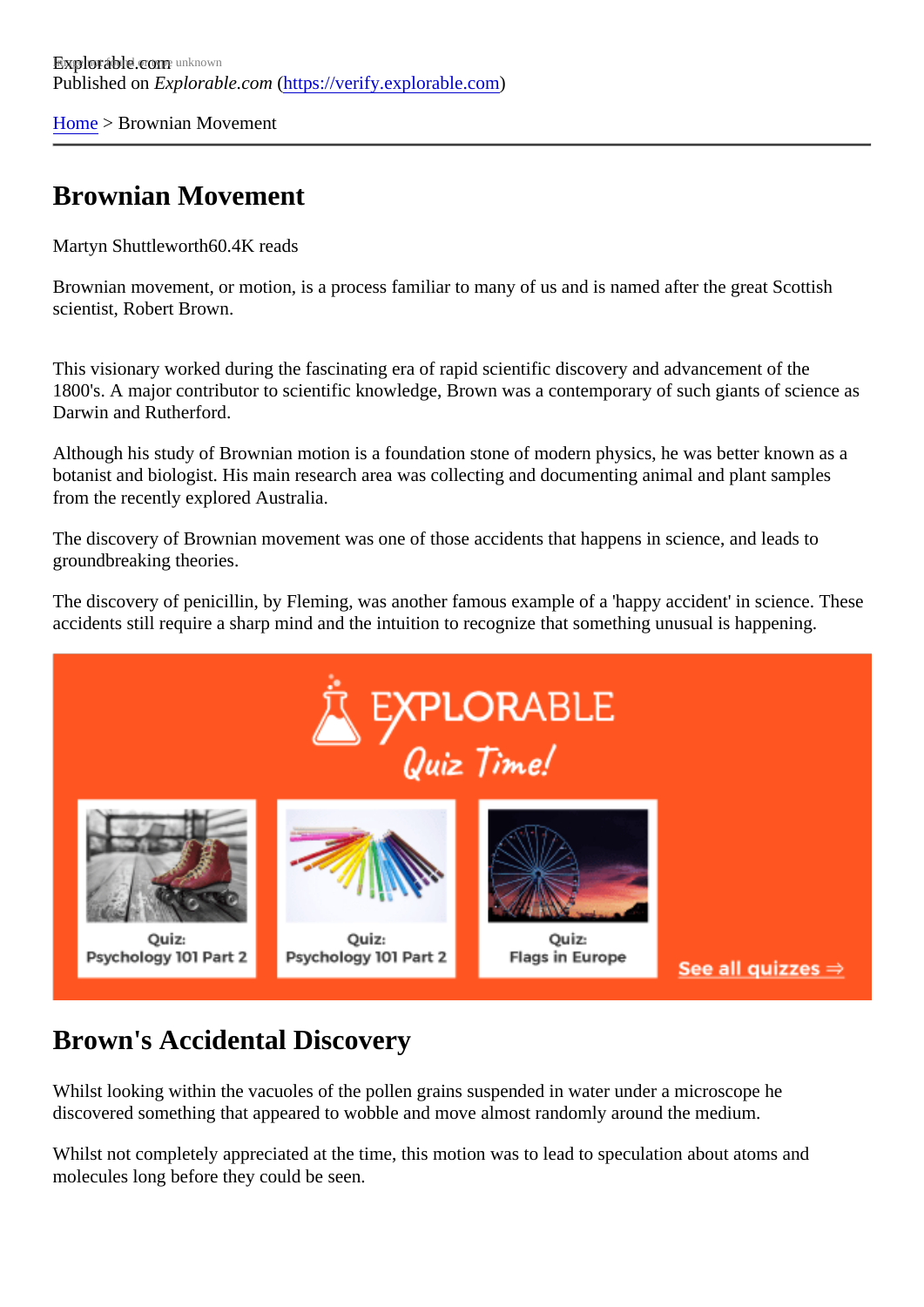Explorable.com
Published on *Explorable.com* (https://verify.explorable.com)

Home > Brownian Movement

# Brownian Movement

Martyn Shuttleworth60.4K reads

Brownian movement, or motion, is a process familiar to many of us and is named after the great Scottish scientist, Robert Brown.

This visionary worked during the fascinating era of rapid scientific discovery and advancement of the 1800's. A major contributor to scientific knowledge, Brown was a contemporary of such giants of science as Darwin and Rutherford.

Although his study of Brownian motion is a foundation stone of modern physics, he was better known as a botanist and biologist. His main research area was collecting and documenting animal and plant samples from the recently explored Australia.

The discovery of Brownian movement was one of those accidents that happens in science, and leads to groundbreaking theories.

The discovery of penicillin, by Fleming, was another famous example of a 'happy accident' in science. These accidents still require a sharp mind and the intuition to recognize that something unusual is happening.

## Brown's Accidental Discovery

Whilst looking within the vacuoles of the pollen grains suspended in water under a microscope he discovered something that appeared to wobble and move almost randomly around the medium.

Whilst not completely appreciated at the time, this motion was to lead to speculation about atoms and molecules long before they could be seen.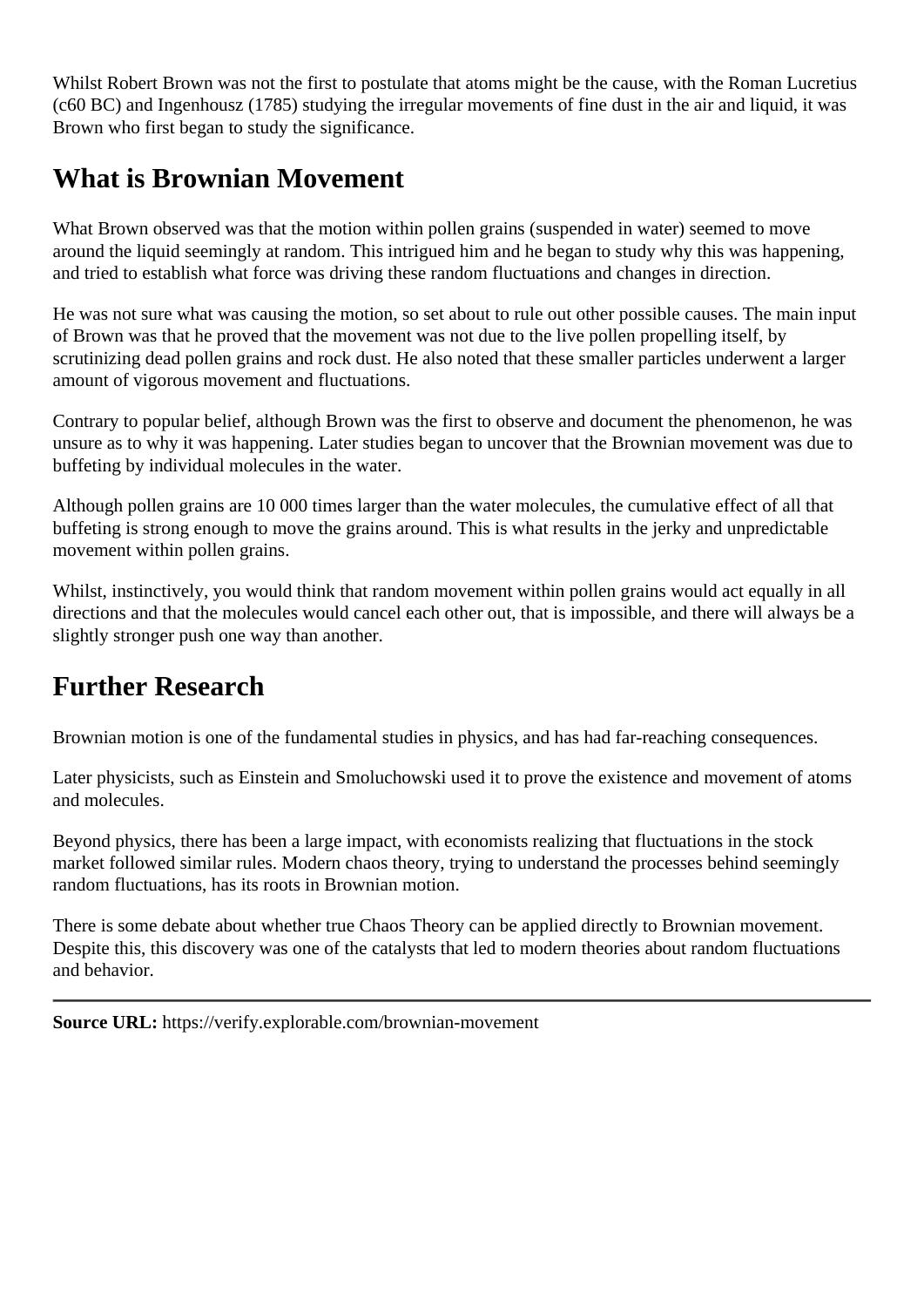Whilst Robert Brown was not the first to postulate that atoms might be the cause, with the Roman Lucretius (c60 BC) and Ingenhousz (1785) studying the irregular movements of fine dust in the air and liquid, it was Brown who first began to study the significance.

## What is Brownian Movement

What Brown observed was that the motion within pollen grains (suspended in water) seemed to move around the liquid seemingly at random. This intrigued him and he began to study why this was happening, and tried to establish what force was driving these random fluctuations and changes in direction.

He was not sure what was causing the motion, so set about to rule out other possible causes. The main input of Brown was that he proved that the movement was not due to the live pollen propelling itself, by scrutinizing dead pollen grains and rock dust. He also noted that these smaller particles underwent a larger amount of vigorous movement and fluctuations.

Contrary to popular belief, although Brown was the first to observe and document the phenomenon, he was unsure as to why it was happening. Later studies began to uncover that the Brownian movement was due to buffeting by individual molecules in the water.

Although pollen grains are 10 000 times larger than the water molecules, the cumulative effect of all that buffeting is strong enough to move the grains around. This is what results in the jerky and unpredictable movement within pollen grains.

Whilst, instinctively, you would think that random movement within pollen grains would act equally in all directions and that the molecules would cancel each other out, that is impossible, and there will always be a slightly stronger push one way than another.

## Further Research

Brownian motion is one of the fundamental studies in physics, and has had far-reaching consequences.

Later physicists, such as Einstein and Smoluchowski used it to prove the existence and movement of atoms and molecules.

Beyond physics, there has been a large impact, with economists realizing that fluctuations in the stock market followed similar rules. Modern chaos theory, trying to understand the processes behind seemingly random fluctuations, has its roots in Brownian motion.

There is some debate about whether true Chaos Theory can be applied directly to Brownian movement. Despite this, this discovery was one of the catalysts that led to modern theories about random fluctuations and behavior.

---

**Source URL:** https://verify.explorable.com/brownian-movement